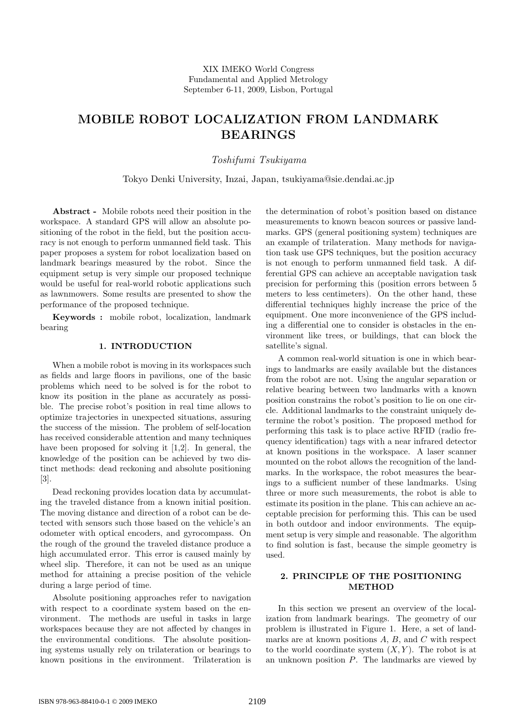XIX IMEKO World Congress
Fundamental and Applied Metrology
September 6-11, 2009, Lisbon, Portugal

# MOBILE ROBOT LOCALIZATION FROM LANDMARK BEARINGS

*Toshifumi Tsukiyama*

Tokyo Denki University, Inzai, Japan, tsukiyama@sie.dendai.ac.jp

**Abstract -** Mobile robots need their position in the workspace. A standard GPS will allow an absolute positioning of the robot in the field, but the position accuracy is not enough to perform unmanned field task. This paper proposes a system for robot localization based on landmark bearings measured by the robot. Since the equipment setup is very simple our proposed technique would be useful for real-world robotic applications such as lawnmowers. Some results are presented to show the performance of the proposed technique.

**Keywords :** mobile robot, localization, landmark bearing

## 1. INTRODUCTION

When a mobile robot is moving in its workspaces such as fields and large floors in pavilions, one of the basic problems which need to be solved is for the robot to know its position in the plane as accurately as possible. The precise robot's position in real time allows to optimize trajectories in unexpected situations, assuring the success of the mission. The problem of self-location has received considerable attention and many techniques have been proposed for solving it [1,2]. In general, the knowledge of the position can be achieved by two distinct methods: dead reckoning and absolute positioning [3].

Dead reckoning provides location data by accumulating the traveled distance from a known initial position. The moving distance and direction of a robot can be detected with sensors such those based on the vehicle's an odometer with optical encoders, and gyrocompass. On the rough of the ground the traveled distance produce a high accumulated error. This error is caused mainly by wheel slip. Therefore, it can not be used as an unique method for attaining a precise position of the vehicle during a large period of time.

Absolute positioning approaches refer to navigation with respect to a coordinate system based on the environment. The methods are useful in tasks in large workspaces because they are not affected by changes in the environmental conditions. The absolute positioning systems usually rely on trilateration or bearings to known positions in the environment. Trilateration is the determination of robot's position based on distance measurements to known beacon sources or passive landmarks. GPS (general positioning system) techniques are an example of trilateration. Many methods for navigation task use GPS techniques, but the position accuracy is not enough to perform unmanned field task. A differential GPS can achieve an acceptable navigation task precision for performing this (position errors between 5 meters to less centimeters). On the other hand, these differential techniques highly increase the price of the equipment. One more inconvenience of the GPS including a differential one to consider is obstacles in the environment like trees, or buildings, that can block the satellite's signal.

A common real-world situation is one in which bearings to landmarks are easily available but the distances from the robot are not. Using the angular separation or relative bearing between two landmarks with a known position constrains the robot's position to lie on one circle. Additional landmarks to the constraint uniquely determine the robot's position. The proposed method for performing this task is to place active RFID (radio frequency identification) tags with a near infrared detector at known positions in the workspace. A laser scanner mounted on the robot allows the recognition of the landmarks. In the workspace, the robot measures the bearings to a sufficient number of these landmarks. Using three or more such measurements, the robot is able to estimate its position in the plane. This can achieve an acceptable precision for performing this. This can be used in both outdoor and indoor environments. The equipment setup is very simple and reasonable. The algorithm to find solution is fast, because the simple geometry is used.

## 2. PRINCIPLE OF THE POSITIONING METHOD

In this section we present an overview of the localization from landmark bearings. The geometry of our problem is illustrated in Figure 1. Here, a set of landmarks are at known positions $A$, $B$, and $C$ with respect to the world coordinate system $(X, Y)$. The robot is at an unknown position $P$. The landmarks are viewed by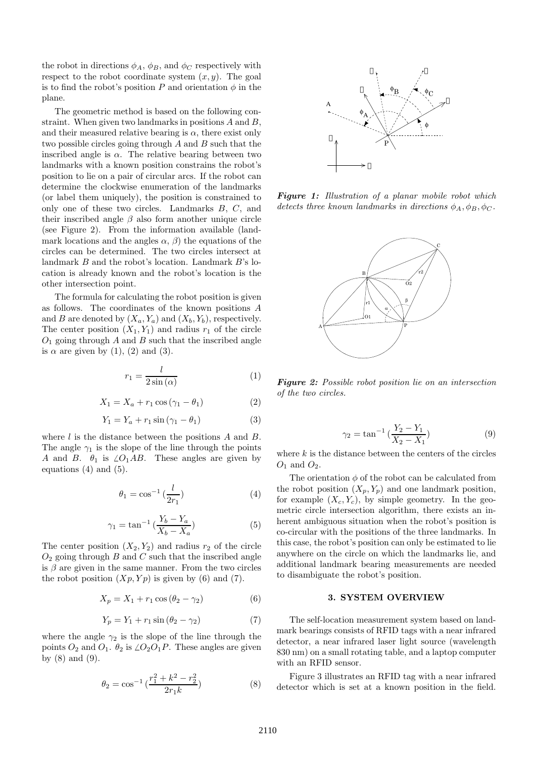the robot in directions $\phi_A$, $\phi_B$, and $\phi_C$ respectively with respect to the robot coordinate system $(x, y)$. The goal is to find the robot's position $P$ and orientation $\phi$ in the plane.

The geometric method is based on the following constraint. When given two landmarks in positions $A$ and $B$, and their measured relative bearing is $\alpha$, there exist only two possible circles going through $A$ and $B$ such that the inscribed angle is $\alpha$. The relative bearing between two landmarks with a known position constrains the robot's position to lie on a pair of circular arcs. If the robot can determine the clockwise enumeration of the landmarks (or label them uniquely), the position is constrained to only one of these two circles. Landmarks $B$, $C$, and their inscribed angle $\beta$ also form another unique circle (see Figure 2). From the information available (landmark locations and the angles $\alpha$, $\beta$) the equations of the circles can be determined. The two circles intersect at landmark $B$ and the robot's location. Landmark $B$'s location is already known and the robot's location is the other intersection point.

The formula for calculating the robot position is given as follows. The coordinates of the known positions $A$ and $B$ are denoted by $(X_a, Y_a)$ and $(X_b, Y_b)$, respectively. The center position $(X_1, Y_1)$ and radius $r_1$ of the circle $O_1$ going through $A$ and $B$ such that the inscribed angle is $\alpha$ are given by (1), (2) and (3).

$$r_1 = \frac{l}{2\sin(\alpha)} \tag{1}$$

$$X_1 = X_a + r_1 \cos(\gamma_1 - \theta_1) \tag{2}$$

$$Y_1 = Y_a + r_1 \sin(\gamma_1 - \theta_1) \tag{3}$$

where $l$ is the distance between the positions $A$ and $B$. The angle $\gamma_1$ is the slope of the line through the points $A$ and $B$. $\theta_1$ is $\angle O_1AB$. These angles are given by equations (4) and (5).

$$\theta_1 = \cos^{-1}\left(\frac{l}{2r_1}\right) \tag{4}$$

$$\gamma_1 = \tan^{-1}\left(\frac{Y_b - Y_a}{X_b - X_a}\right) \tag{5}$$

The center position $(X_2, Y_2)$ and radius $r_2$ of the circle $O_2$ going through $B$ and $C$ such that the inscribed angle is $\beta$ are given in the same manner. From the two circles the robot position $(Xp, Yp)$ is given by (6) and (7).

$$X_p = X_1 + r_1 \cos(\theta_2 - \gamma_2) \tag{6}$$

$$Y_p = Y_1 + r_1 \sin(\theta_2 - \gamma_2) \tag{7}$$

where the angle $\gamma_2$ is the slope of the line through the points $O_2$ and $O_1$. $\theta_2$ is $\angle O_2O_1P$. These angles are given by (8) and (9).

$$\theta_2 = \cos^{-1}\left(\frac{r_1^2 + k^2 - r_2^2}{2r_1k}\right) \tag{8}$$

*Figure 1: Illustration of a planar mobile robot which detects three known landmarks in directions $\phi_A, \phi_B, \phi_C$.*

*Figure 2: Possible robot position lie on an intersection of the two circles.*

$$\gamma_2 = \tan^{-1}\left(\frac{Y_2 - Y_1}{X_2 - X_1}\right) \tag{9}$$

where $k$ is the distance between the centers of the circles $O_1$ and $O_2$.

The orientation $\phi$ of the robot can be calculated from the robot position $(X_p, Y_p)$ and one landmark position, for example $(X_c, Y_c)$, by simple geometry. In the geometric circle intersection algorithm, there exists an inherent ambiguous situation when the robot's position is co-circular with the positions of the three landmarks. In this case, the robot's position can only be estimated to lie anywhere on the circle on which the landmarks lie, and additional landmark bearing measurements are needed to disambiguate the robot's position.

## 3. SYSTEM OVERVIEW

The self-location measurement system based on landmark bearings consists of RFID tags with a near infrared detector, a near infrared laser light source (wavelength 830 nm) on a small rotating table, and a laptop computer with an RFID sensor.

Figure 3 illustrates an RFID tag with a near infrared detector which is set at a known position in the field.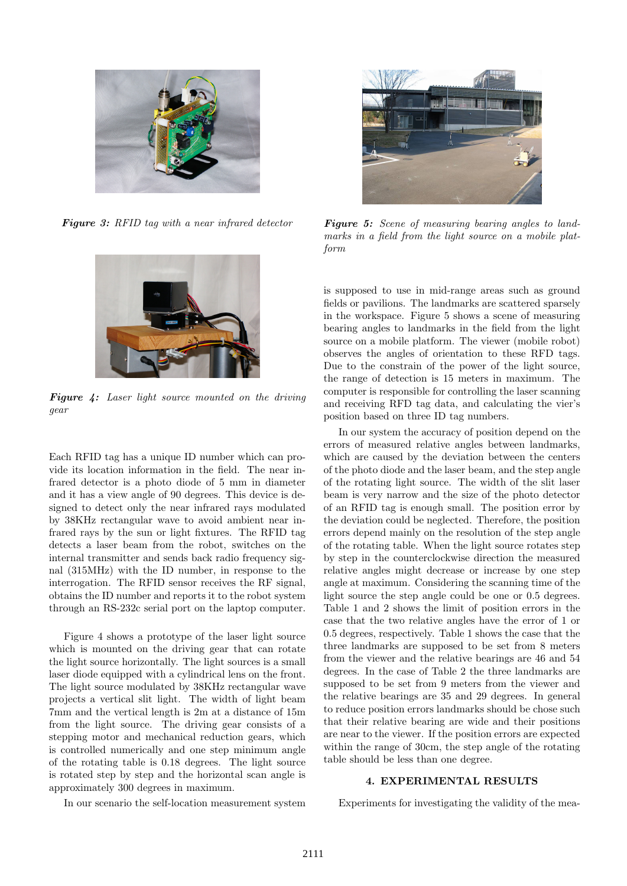*Figure 3: RFID tag with a near infrared detector*

*Figure 4: Laser light source mounted on the driving gear*

Each RFID tag has a unique ID number which can provide its location information in the field. The near infrared detector is a photo diode of 5 mm in diameter and it has a view angle of 90 degrees. This device is designed to detect only the near infrared rays modulated by 38KHz rectangular wave to avoid ambient near infrared rays by the sun or light fixtures. The RFID tag detects a laser beam from the robot, switches on the internal transmitter and sends back radio frequency signal (315MHz) with the ID number, in response to the interrogation. The RFID sensor receives the RF signal, obtains the ID number and reports it to the robot system through an RS-232c serial port on the laptop computer.

Figure 4 shows a prototype of the laser light source which is mounted on the driving gear that can rotate the light source horizontally. The light sources is a small laser diode equipped with a cylindrical lens on the front. The light source modulated by 38KHz rectangular wave projects a vertical slit light. The width of light beam 7mm and the vertical length is 2m at a distance of 15m from the light source. The driving gear consists of a stepping motor and mechanical reduction gears, which is controlled numerically and one step minimum angle of the rotating table is 0.18 degrees. The light source is rotated step by step and the horizontal scan angle is approximately 300 degrees in maximum.

In our scenario the self-location measurement system is supposed to use in mid-range areas such as ground fields or pavilions. The landmarks are scattered sparsely in the workspace. Figure 5 shows a scene of measuring bearing angles to landmarks in the field from the light source on a mobile platform. The viewer (mobile robot) observes the angles of orientation to these RFD tags. Due to the constrain of the power of the light source, the range of detection is 15 meters in maximum. The computer is responsible for controlling the laser scanning and receiving RFD tag data, and calculating the vier's position based on three ID tag numbers.

*Figure 5: Scene of measuring bearing angles to landmarks in a field from the light source on a mobile platform*

In our system the accuracy of position depend on the errors of measured relative angles between landmarks, which are caused by the deviation between the centers of the photo diode and the laser beam, and the step angle of the rotating light source. The width of the slit laser beam is very narrow and the size of the photo detector of an RFID tag is enough small. The position error by the deviation could be neglected. Therefore, the position errors depend mainly on the resolution of the step angle of the rotating table. When the light source rotates step by step in the counterclockwise direction the measured relative angles might decrease or increase by one step angle at maximum. Considering the scanning time of the light source the step angle could be one or 0.5 degrees. Table 1 and 2 shows the limit of position errors in the case that the two relative angles have the error of 1 or 0.5 degrees, respectively. Table 1 shows the case that the three landmarks are supposed to be set from 8 meters from the viewer and the relative bearings are 46 and 54 degrees. In the case of Table 2 the three landmarks are supposed to be set from 9 meters from the viewer and the relative bearings are 35 and 29 degrees. In general to reduce position errors landmarks should be chose such that their relative bearing are wide and their positions are near to the viewer. If the position errors are expected within the range of 30cm, the step angle of the rotating table should be less than one degree.

## 4. EXPERIMENTAL RESULTS

Experiments for investigating the validity of the mea-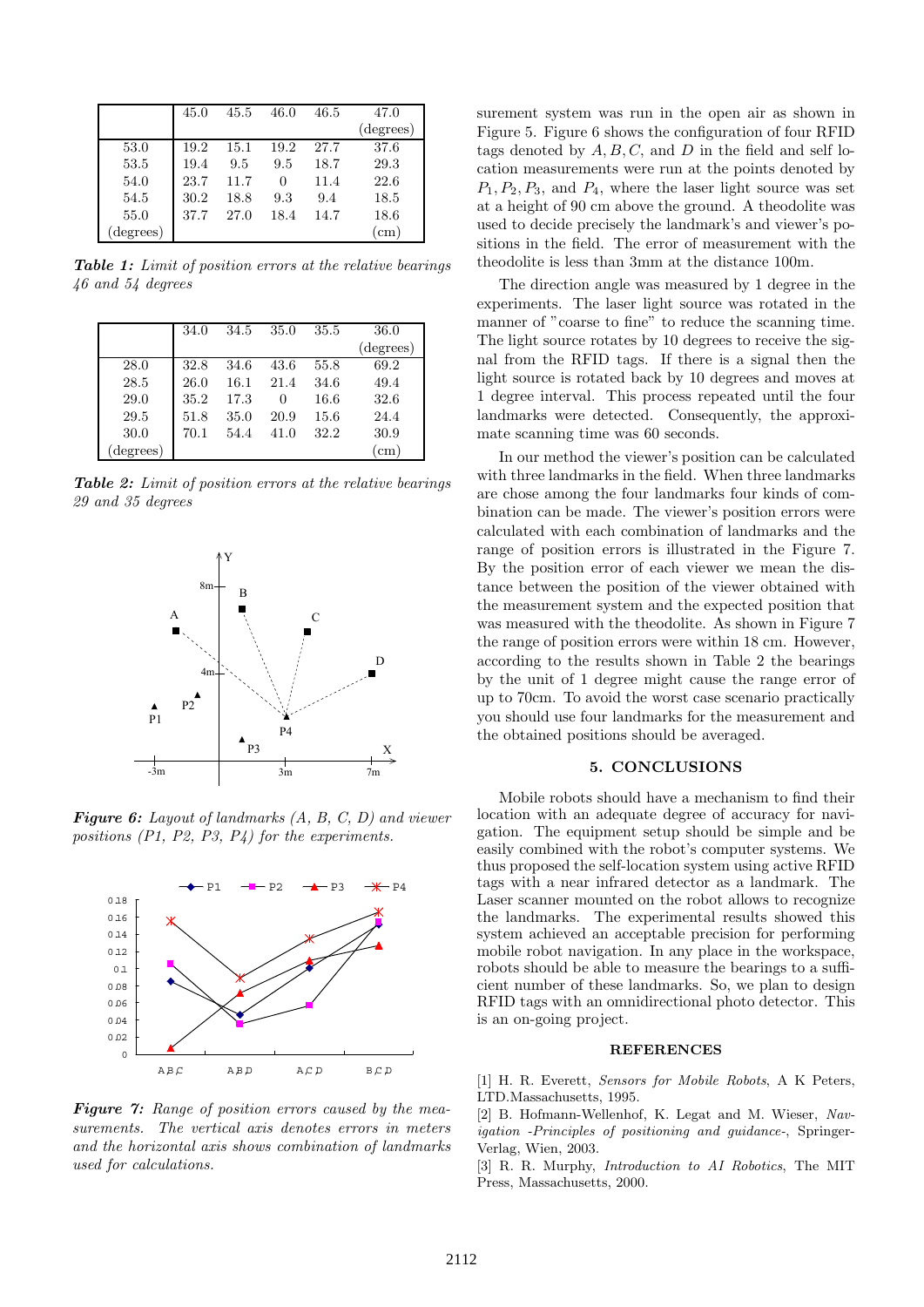| | 45.0 | 45.5 | 46.0 | 46.5 | 47.0 (degrees) |
|---|---|---|---|---|---|
| 53.0 | 19.2 | 15.1 | 19.2 | 27.7 | 37.6 |
| 53.5 | 19.4 | 9.5 | 9.5 | 18.7 | 29.3 |
| 54.0 | 23.7 | 11.7 | 0 | 11.4 | 22.6 |
| 54.5 | 30.2 | 18.8 | 9.3 | 9.4 | 18.5 |
| 55.0 | 37.7 | 27.0 | 18.4 | 14.7 | 18.6 |
| (degrees) | | | | | (cm) |

***Table 1:*** *Limit of position errors at the relative bearings 46 and 54 degrees*

| | 34.0 | 34.5 | 35.0 | 35.5 | 36.0 (degrees) |
|---|---|---|---|---|---|
| 28.0 | 32.8 | 34.6 | 43.6 | 55.8 | 69.2 |
| 28.5 | 26.0 | 16.1 | 21.4 | 34.6 | 49.4 |
| 29.0 | 35.2 | 17.3 | 0 | 16.6 | 32.6 |
| 29.5 | 51.8 | 35.0 | 20.9 | 15.6 | 24.4 |
| 30.0 | 70.1 | 54.4 | 41.0 | 32.2 | 30.9 |
| (degrees) | | | | | (cm) |

***Table 2:*** *Limit of position errors at the relative bearings 29 and 35 degrees*

Y
8m
4m
A
B
C
D
P1
P2
P3
P4
X
-3m
3m
7m

***Figure 6:*** *Layout of landmarks (A, B, C, D) and viewer positions (P1, P2, P3, P4) for the experiments.*

P1 P2 P3 P4
0.18
0.16
0.14
0.12
0.1
0.08
0.06
0.04
0.02
0
A,B,C
A,B,D
A,C,D
B,C,D

***Figure 7:*** *Range of position errors caused by the measurements. The vertical axis denotes errors in meters and the horizontal axis shows combination of landmarks used for calculations.*

surement system was run in the open air as shown in Figure 5. Figure 6 shows the configuration of four RFID tags denoted by $A, B, C$, and $D$ in the field and self location measurements were run at the points denoted by $P_1, P_2, P_3$, and $P_4$, where the laser light source was set at a height of 90 cm above the ground. A theodolite was used to decide precisely the landmark's and viewer's positions in the field. The error of measurement with the theodolite is less than 3mm at the distance 100m.

The direction angle was measured by 1 degree in the experiments. The laser light source was rotated in the manner of "coarse to fine" to reduce the scanning time. The light source rotates by 10 degrees to receive the signal from the RFID tags. If there is a signal then the light source is rotated back by 10 degrees and moves at 1 degree interval. This process repeated until the four landmarks were detected. Consequently, the approximate scanning time was 60 seconds.

In our method the viewer's position can be calculated with three landmarks in the field. When three landmarks are chose among the four landmarks four kinds of combination can be made. The viewer's position errors were calculated with each combination of landmarks and the range of position errors is illustrated in the Figure 7. By the position error of each viewer we mean the distance between the position of the viewer obtained with the measurement system and the expected position that was measured with the theodolite. As shown in Figure 7 the range of position errors were within 18 cm. However, according to the results shown in Table 2 the bearings by the unit of 1 degree might cause the range error of up to 70cm. To avoid the worst case scenario practically you should use four landmarks for the measurement and the obtained positions should be averaged.

## 5. CONCLUSIONS

Mobile robots should have a mechanism to find their location with an adequate degree of accuracy for navigation. The equipment setup should be simple and be easily combined with the robot's computer systems. We thus proposed the self-location system using active RFID tags with a near infrared detector as a landmark. The Laser scanner mounted on the robot allows to recognize the landmarks. The experimental results showed this system achieved an acceptable precision for performing mobile robot navigation. In any place in the workspace, robots should be able to measure the bearings to a sufficient number of these landmarks. So, we plan to design RFID tags with an omnidirectional photo detector. This is an on-going project.

## REFERENCES

[1] H. R. Everett, *Sensors for Mobile Robots*, A K Peters, LTD.Massachusetts, 1995.

[2] B. Hofmann-Wellenhof, K. Legat and M. Wieser, *Navigation -Principles of positioning and guidance-*, Springer-Verlag, Wien, 2003.

[3] R. R. Murphy, *Introduction to AI Robotics*, The MIT Press, Massachusetts, 2000.